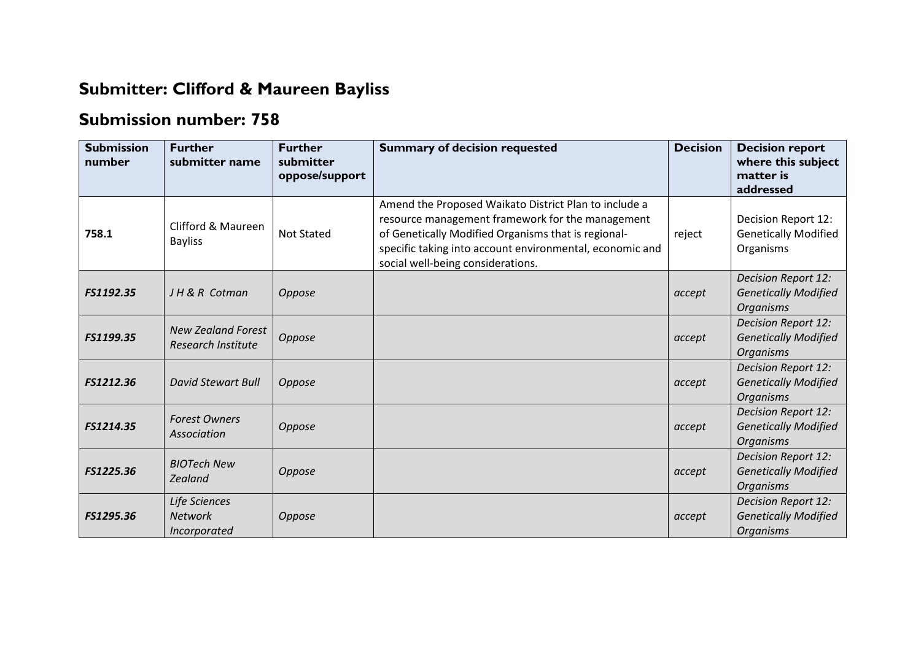## Submitter: Clifford & Maureen Bayliss

## Submission number: 758

| Submission number | Further submitter name | Further submitter oppose/support | Summary of decision requested | Decision | Decision report where this subject matter is addressed |
|---|---|---|---|---|---|
| **758.1** | Clifford & Maureen Bayliss | Not Stated | Amend the Proposed Waikato District Plan to include a resource management framework for the management of Genetically Modified Organisms that is regional-specific taking into account environmental, economic and social well-being considerations. | reject | Decision Report 12: Genetically Modified Organisms |
| ***FS1192.35*** | *J H & R Cotman* | *Oppose* | | *accept* | *Decision Report 12: Genetically Modified Organisms* |
| ***FS1199.35*** | *New Zealand Forest Research Institute* | *Oppose* | | *accept* | *Decision Report 12: Genetically Modified Organisms* |
| ***FS1212.36*** | *David Stewart Bull* | *Oppose* | | *accept* | *Decision Report 12: Genetically Modified Organisms* |
| ***FS1214.35*** | *Forest Owners Association* | *Oppose* | | *accept* | *Decision Report 12: Genetically Modified Organisms* |
| ***FS1225.36*** | *BIOTech New Zealand* | *Oppose* | | *accept* | *Decision Report 12: Genetically Modified Organisms* |
| ***FS1295.36*** | *Life Sciences Network Incorporated* | *Oppose* | | *accept* | *Decision Report 12: Genetically Modified Organisms* |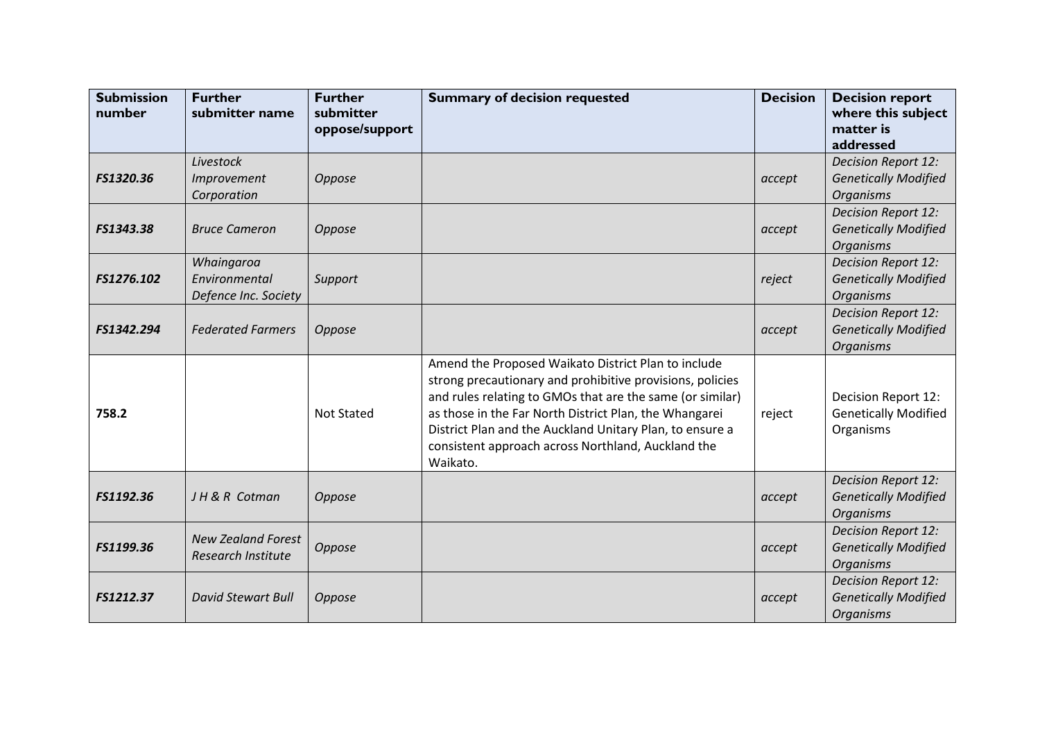| Submission number | Further submitter name | Further submitter oppose/support | Summary of decision requested | Decision | Decision report where this subject matter is addressed |
|---|---|---|---|---|---|
| ***FS1320.36*** | *Livestock Improvement Corporation* | *Oppose* | | *accept* | *Decision Report 12: Genetically Modified Organisms* |
| ***FS1343.38*** | *Bruce Cameron* | *Oppose* | | *accept* | *Decision Report 12: Genetically Modified Organisms* |
| ***FS1276.102*** | *Whaingaroa Environmental Defence Inc. Society* | *Support* | | *reject* | *Decision Report 12: Genetically Modified Organisms* |
| ***FS1342.294*** | *Federated Farmers* | *Oppose* | | *accept* | *Decision Report 12: Genetically Modified Organisms* |
| **758.2** | | Not Stated | Amend the Proposed Waikato District Plan to include strong precautionary and prohibitive provisions, policies and rules relating to GMOs that are the same (or similar) as those in the Far North District Plan, the Whangarei District Plan and the Auckland Unitary Plan, to ensure a consistent approach across Northland, Auckland the Waikato. | reject | Decision Report 12: Genetically Modified Organisms |
| ***FS1192.36*** | *J H & R Cotman* | *Oppose* | | *accept* | *Decision Report 12: Genetically Modified Organisms* |
| ***FS1199.36*** | *New Zealand Forest Research Institute* | *Oppose* | | *accept* | *Decision Report 12: Genetically Modified Organisms* |
| ***FS1212.37*** | *David Stewart Bull* | *Oppose* | | *accept* | *Decision Report 12: Genetically Modified Organisms* |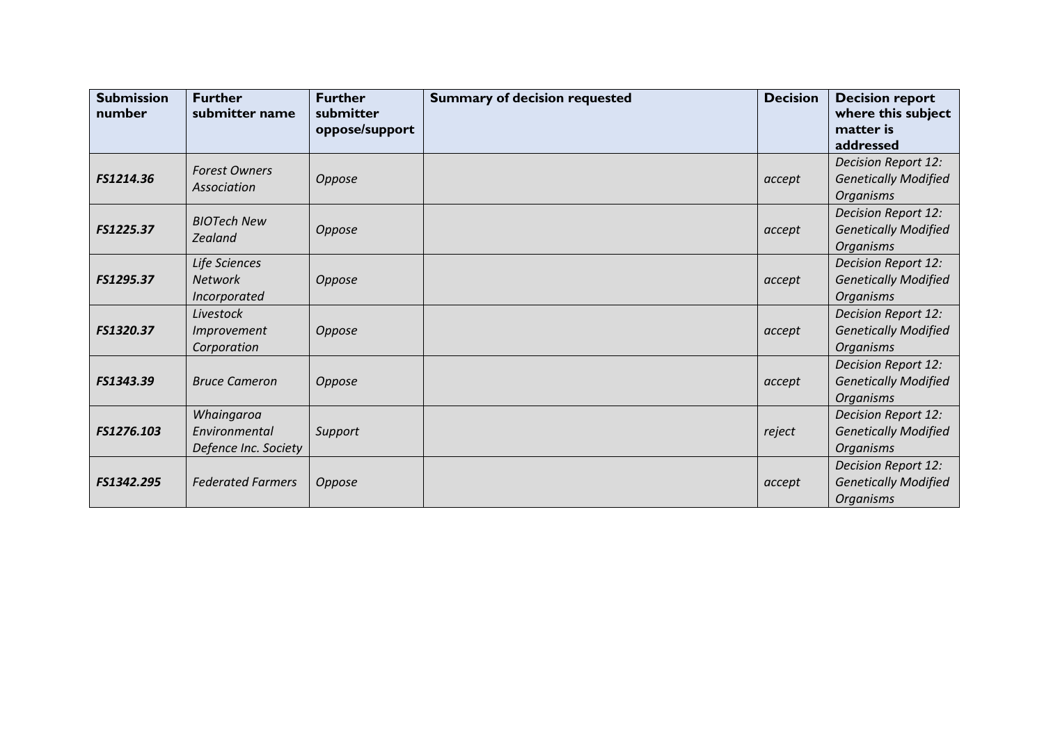| **Submission number** | **Further submitter name** | **Further submitter oppose/support** | **Summary of decision requested** | **Decision** | **Decision report where this subject matter is addressed** |
|---|---|---|---|---|---|
| ***FS1214.36*** | *Forest Owners Association* | *Oppose* | | *accept* | *Decision Report 12: Genetically Modified Organisms* |
| ***FS1225.37*** | *BIOTech New Zealand* | *Oppose* | | *accept* | *Decision Report 12: Genetically Modified Organisms* |
| ***FS1295.37*** | *Life Sciences Network Incorporated* | *Oppose* | | *accept* | *Decision Report 12: Genetically Modified Organisms* |
| ***FS1320.37*** | *Livestock Improvement Corporation* | *Oppose* | | *accept* | *Decision Report 12: Genetically Modified Organisms* |
| ***FS1343.39*** | *Bruce Cameron* | *Oppose* | | *accept* | *Decision Report 12: Genetically Modified Organisms* |
| ***FS1276.103*** | *Whaingaroa Environmental Defence Inc. Society* | *Support* | | *reject* | *Decision Report 12: Genetically Modified Organisms* |
| ***FS1342.295*** | *Federated Farmers* | *Oppose* | | *accept* | *Decision Report 12: Genetically Modified Organisms* |